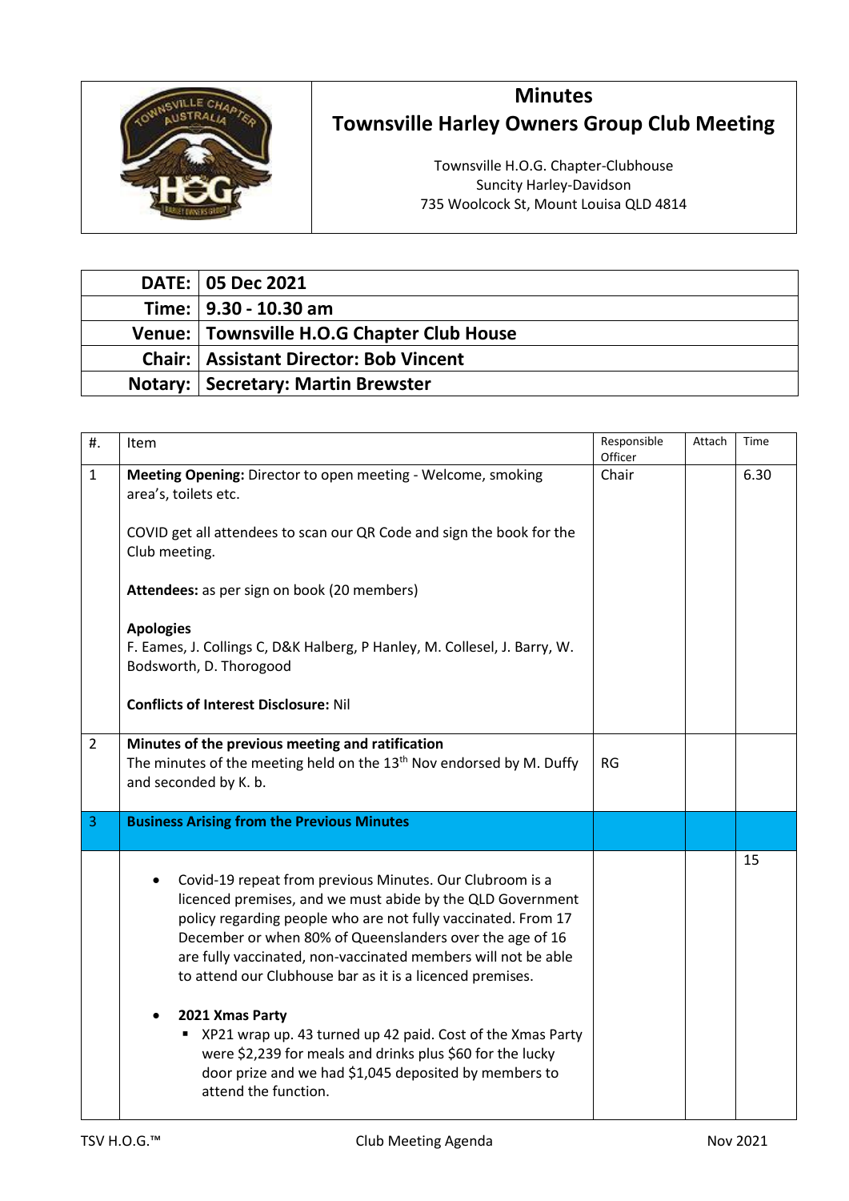# Minutes

## Townsville Harley Owners Group Club Meeting

Townsville H.O.G. Chapter-Clubhouse
Suncity Harley-Davidson
735 Woolcock St, Mount Louisa QLD 4814

| | |
|---|---|
| **DATE:** | **05 Dec 2021** |
| **Time:** | **9.30 - 10.30 am** |
| **Venue:** | **Townsville H.O.G Chapter Club House** |
| **Chair:** | **Assistant Director: Bob Vincent** |
| **Notary:** | **Secretary: Martin Brewster** |

| #. | Item | Responsible Officer | Attach | Time |
|---|---|---|---|---|
| 1 | **Meeting Opening:** Director to open meeting - Welcome, smoking area's, toilets etc.<br><br>COVID get all attendees to scan our QR Code and sign the book for the Club meeting.<br><br>**Attendees:** as per sign on book (20 members)<br><br>**Apologies**<br>F. Eames, J. Collings C, D&K Halberg, P Hanley, M. Collesel, J. Barry, W. Bodsworth, D. Thorogood<br><br>**Conflicts of Interest Disclosure:** Nil | Chair | | 6.30 |
| 2 | **Minutes of the previous meeting and ratification**<br>The minutes of the meeting held on the 13th Nov endorsed by M. Duffy and seconded by K. b. | RG | | |
| 3 | **Business Arising from the Previous Minutes** | | | |
| | • Covid-19 repeat from previous Minutes. Our Clubroom is a licenced premises, and we must abide by the QLD Government policy regarding people who are not fully vaccinated. From 17 December or when 80% of Queenslanders over the age of 16 are fully vaccinated, non-vaccinated members will not be able to attend our Clubhouse bar as it is a licenced premises.<br><br>• **2021 Xmas Party**<br>&nbsp;&nbsp;▪ XP21 wrap up. 43 turned up 42 paid. Cost of the Xmas Party were $2,239 for meals and drinks plus $60 for the lucky door prize and we had $1,045 deposited by members to attend the function. | | | 15 |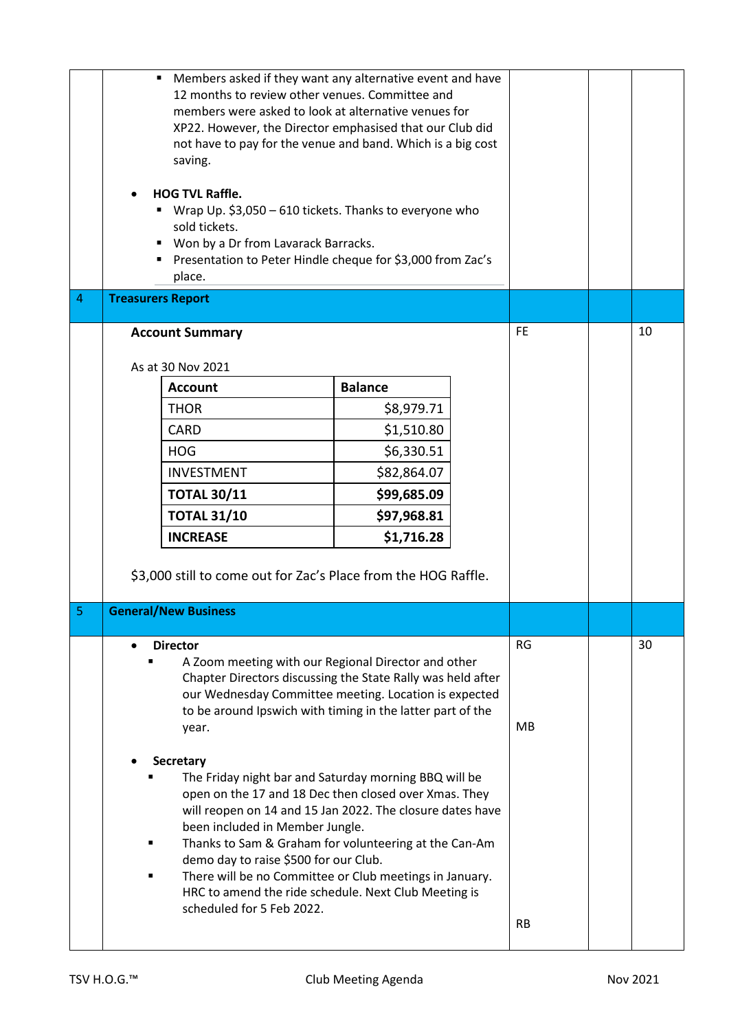| | | | | |
|---|---|---|---|---|
| | ▪ Members asked if they want any alternative event and have 12 months to review other venues. Committee and members were asked to look at alternative venues for XP22. However, the Director emphasised that our Club did not have to pay for the venue and band. Which is a big cost saving.<br><br>• **HOG TVL Raffle.**<br>▪ Wrap Up. $3,050 – 610 tickets. Thanks to everyone who sold tickets.<br>▪ Won by a Dr from Lavarack Barracks.<br>▪ Presentation to Peter Hindle cheque for $3,000 from Zac's place. | | | |
| 4 | **Treasurers Report** | | | |
| | **Account Summary**<br><br>As at 30 Nov 2021<br><br>(see table below)<br><br>$3,000 still to come out for Zac's Place from the HOG Raffle. | FE | | 10 |
| 5 | **General/New Business** | | | |
| | • **Director**<br>▪ A Zoom meeting with our Regional Director and other Chapter Directors discussing the State Rally was held after our Wednesday Committee meeting. Location is expected to be around Ipswich with timing in the latter part of the year.<br><br>• **Secretary**<br>▪ The Friday night bar and Saturday morning BBQ will be open on the 17 and 18 Dec then closed over Xmas. They will reopen on 14 and 15 Jan 2022. The closure dates have been included in Member Jungle.<br>▪ Thanks to Sam & Graham for volunteering at the Can-Am demo day to raise $500 for our Club.<br>▪ There will be no Committee or Club meetings in January. HRC to amend the ride schedule. Next Club Meeting is scheduled for 5 Feb 2022. | RG<br><br>MB<br><br>RB | | 30 |

| Account | Balance |
|---|---|
| THOR | $8,979.71 |
| CARD | $1,510.80 |
| HOG | $6,330.51 |
| INVESTMENT | $82,864.07 |
| **TOTAL 30/11** | **$99,685.09** |
| **TOTAL 31/10** | **$97,968.81** |
| **INCREASE** | **$1,716.28** |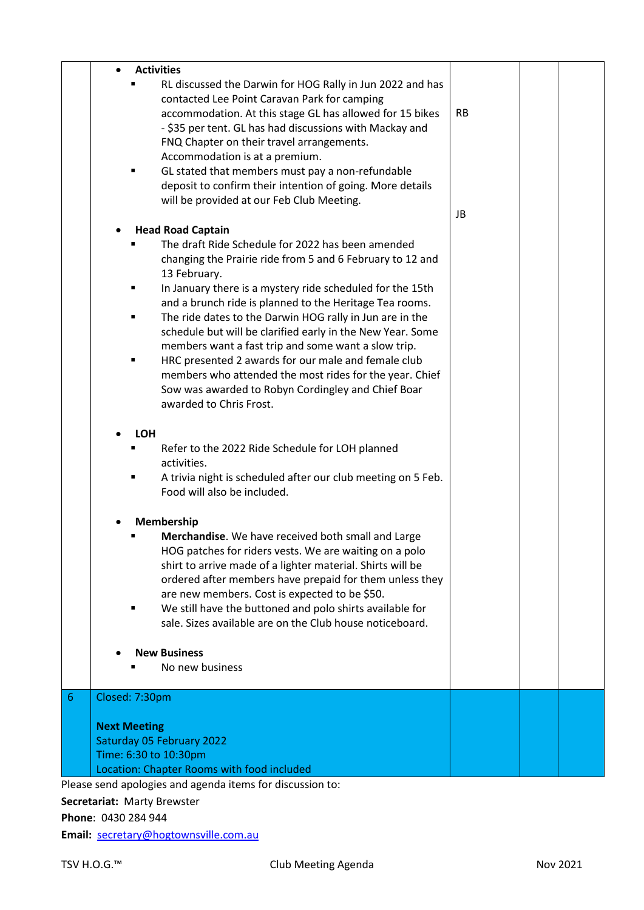| | | | | |
|---|---|---|---|---|
| | • **Activities**<br>▪ RL discussed the Darwin for HOG Rally in Jun 2022 and has contacted Lee Point Caravan Park for camping accommodation. At this stage GL has allowed for 15 bikes - $35 per tent. GL has had discussions with Mackay and FNQ Chapter on their travel arrangements. Accommodation is at a premium.<br>▪ GL stated that members must pay a non-refundable deposit to confirm their intention of going. More details will be provided at our Feb Club Meeting.<br><br>• **Head Road Captain**<br>▪ The draft Ride Schedule for 2022 has been amended changing the Prairie ride from 5 and 6 February to 12 and 13 February.<br>▪ In January there is a mystery ride scheduled for the 15th and a brunch ride is planned to the Heritage Tea rooms.<br>▪ The ride dates to the Darwin HOG rally in Jun are in the schedule but will be clarified early in the New Year. Some members want a fast trip and some want a slow trip.<br>▪ HRC presented 2 awards for our male and female club members who attended the most rides for the year. Chief Sow was awarded to Robyn Cordingley and Chief Boar awarded to Chris Frost.<br><br>• **LOH**<br>▪ Refer to the 2022 Ride Schedule for LOH planned activities.<br>▪ A trivia night is scheduled after our club meeting on 5 Feb. Food will also be included.<br><br>• **Membership**<br>▪ **Merchandise**. We have received both small and Large HOG patches for riders vests. We are waiting on a polo shirt to arrive made of a lighter material. Shirts will be ordered after members have prepaid for them unless they are new members. Cost is expected to be $50.<br>▪ We still have the buttoned and polo shirts available for sale. Sizes available are on the Club house noticeboard.<br><br>• **New Business**<br>▪ No new business | RB<br><br>JB | | |
| 6 | Closed: 7:30pm<br><br>**Next Meeting**<br>Saturday 05 February 2022<br>Time: 6:30 to 10:30pm<br>Location: Chapter Rooms with food included | | | |

Please send apologies and agenda items for discussion to:

**Secretariat:** Marty Brewster

**Phone**: 0430 284 944

**Email:** secretary@hogtownsville.com.au